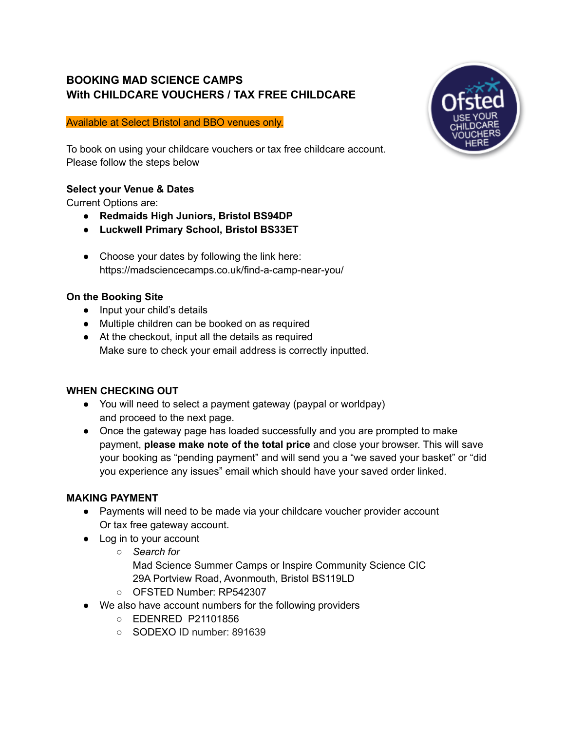# BOOKING MAD SCIENCE CAMPS
# With CHILDCARE VOUCHERS / TAX FREE CHILDCARE

Available at Select Bristol and BBO venues only.

To book on using your childcare vouchers or tax free childcare account.
Please follow the steps below

**Select your Venue & Dates**
Current Options are:

- **Redmaids High Juniors, Bristol BS94DP**
- **Luckwell Primary School, Bristol BS33ET**

- Choose your dates by following the link here:
  https://madsciencecamps.co.uk/find-a-camp-near-you/

**On the Booking Site**

- Input your child's details
- Multiple children can be booked on as required
- At the checkout, input all the details as required
  Make sure to check your email address is correctly inputted.

**WHEN CHECKING OUT**

- You will need to select a payment gateway (paypal or worldpay) and proceed to the next page.
- Once the gateway page has loaded successfully and you are prompted to make payment, **please make note of the total price** and close your browser. This will save your booking as "pending payment" and will send you a "we saved your basket" or "did you experience any issues" email which should have your saved order linked.

**MAKING PAYMENT**

- Payments will need to be made via your childcare voucher provider account Or tax free gateway account.
- Log in to your account
  - *Search for*
    Mad Science Summer Camps or Inspire Community Science CIC
    29A Portview Road, Avonmouth, Bristol BS119LD
  - OFSTED Number: RP542307
- We also have account numbers for the following providers
  - EDENRED P21101856
  - SODEXO ID number: 891639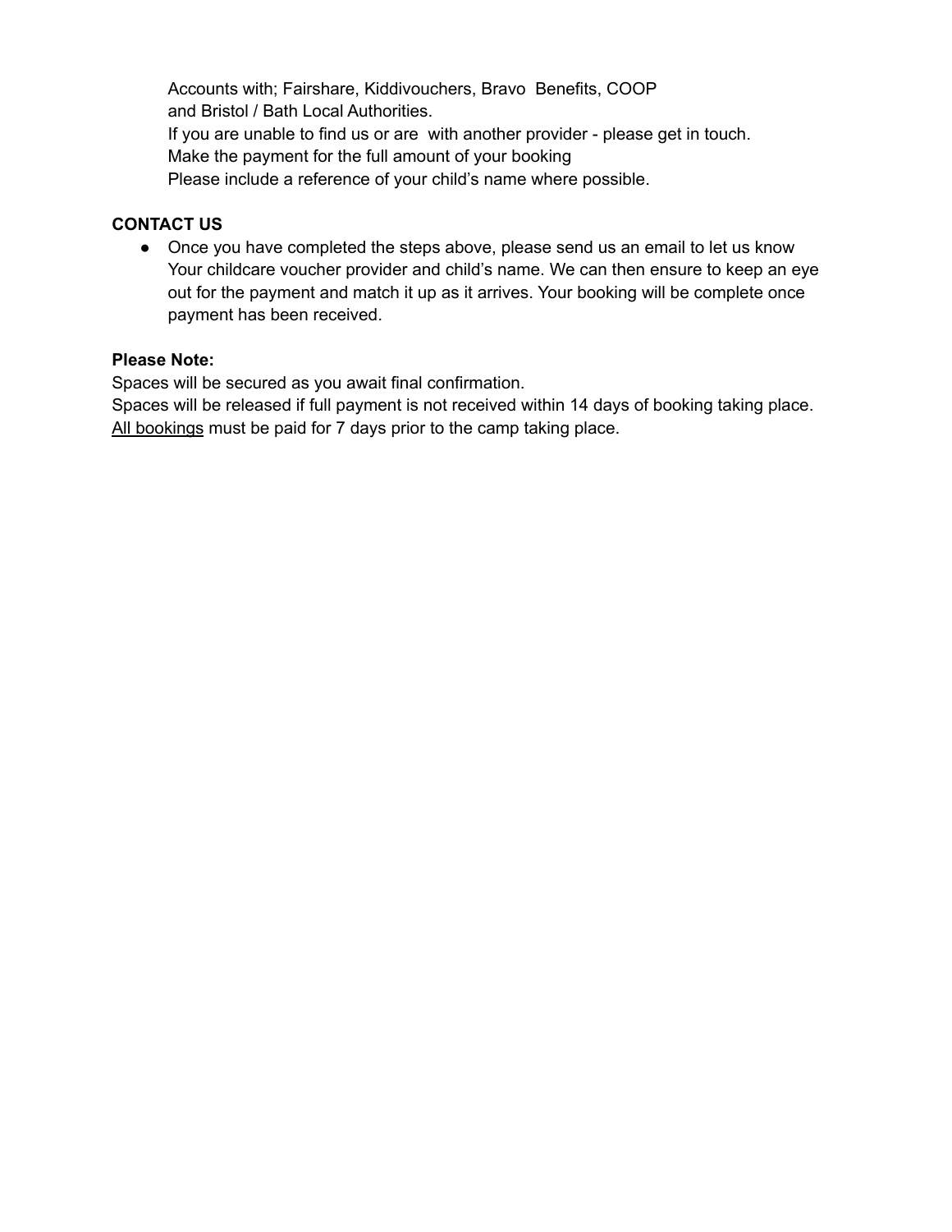Accounts with; Fairshare, Kiddivouchers, Bravo  Benefits, COOP
and Bristol / Bath Local Authorities.
If you are unable to find us or are  with another provider - please get in touch.
Make the payment for the full amount of your booking
Please include a reference of your child's name where possible.

**CONTACT US**

- Once you have completed the steps above, please send us an email to let us know Your childcare voucher provider and child's name. We can then ensure to keep an eye out for the payment and match it up as it arrives. Your booking will be complete once payment has been received.

**Please Note:**

Spaces will be secured as you await final confirmation.
Spaces will be released if full payment is not received within 14 days of booking taking place.
All bookings must be paid for 7 days prior to the camp taking place.